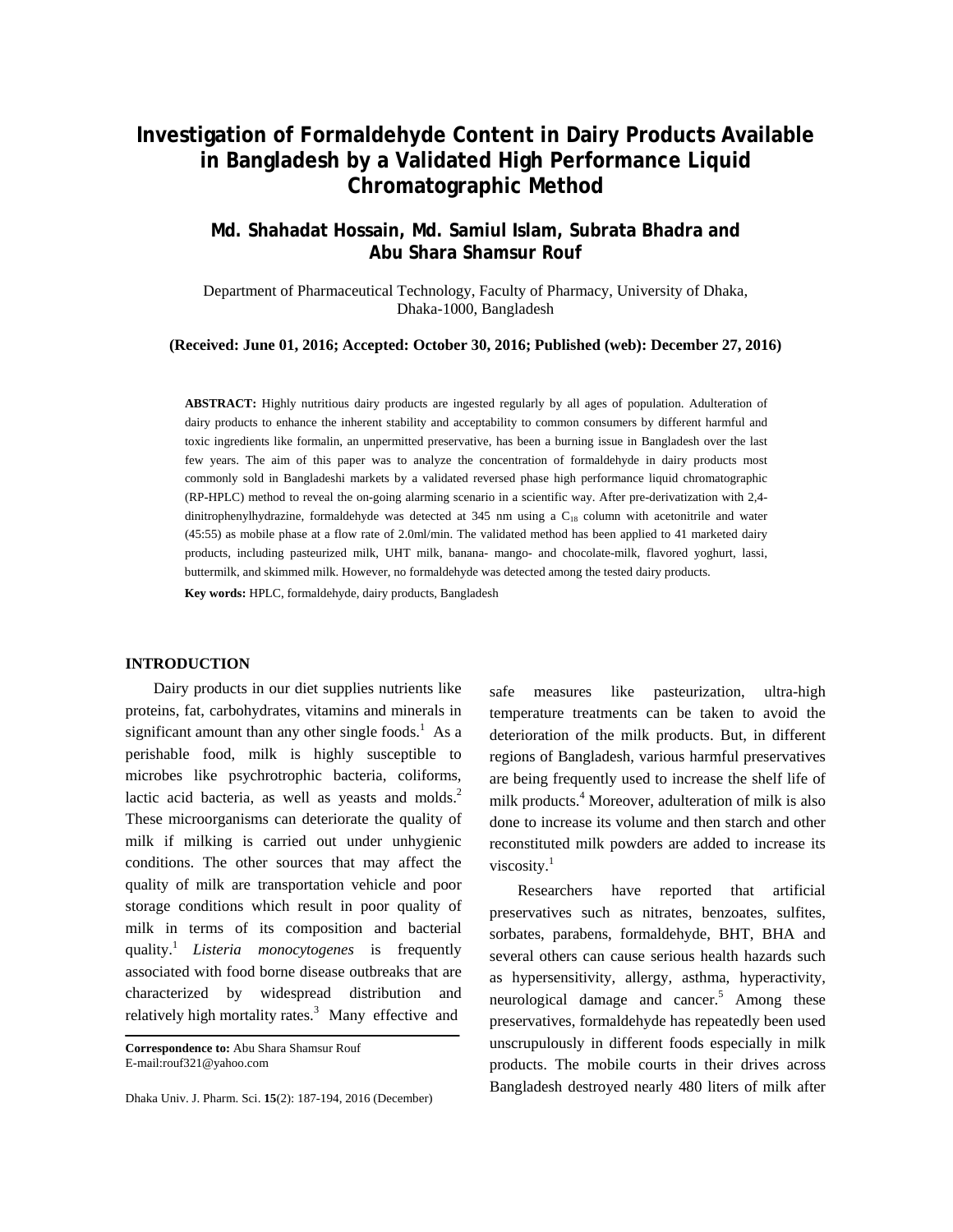# Investigation of Formaldehyde Content in Dairy Products Available in Bangladesh by a Validated High Performance Liquid Chromatographic Method

**Md. Shahadat Hossain, Md. Samiul Islam, Subrata Bhadra and Abu Shara Shamsur Rouf**

Department of Pharmaceutical Technology, Faculty of Pharmacy, University of Dhaka, Dhaka-1000, Bangladesh

**(Received: June 01, 2016; Accepted: October 30, 2016; Published (web): December 27, 2016)**

**ABSTRACT:** Highly nutritious dairy products are ingested regularly by all ages of population. Adulteration of dairy products to enhance the inherent stability and acceptability to common consumers by different harmful and toxic ingredients like formalin, an unpermitted preservative, has been a burning issue in Bangladesh over the last few years. The aim of this paper was to analyze the concentration of formaldehyde in dairy products most commonly sold in Bangladeshi markets by a validated reversed phase high performance liquid chromatographic (RP-HPLC) method to reveal the on-going alarming scenario in a scientific way. After pre-derivatization with 2,4-dinitrophenylhydrazine, formaldehyde was detected at 345 nm using a $C_{18}$ column with acetonitrile and water (45:55) as mobile phase at a flow rate of 2.0ml/min. The validated method has been applied to 41 marketed dairy products, including pasteurized milk, UHT milk, banana- mango- and chocolate-milk, flavored yoghurt, lassi, buttermilk, and skimmed milk. However, no formaldehyde was detected among the tested dairy products.

**Key words:** HPLC, formaldehyde, dairy products, Bangladesh

## INTRODUCTION

Dairy products in our diet supplies nutrients like proteins, fat, carbohydrates, vitamins and minerals in significant amount than any other single foods.[1] As a perishable food, milk is highly susceptible to microbes like psychrotrophic bacteria, coliforms, lactic acid bacteria, as well as yeasts and molds.[2] These microorganisms can deteriorate the quality of milk if milking is carried out under unhygienic conditions. The other sources that may affect the quality of milk are transportation vehicle and poor storage conditions which result in poor quality of milk in terms of its composition and bacterial quality.[1] *Listeria monocytogenes* is frequently associated with food borne disease outbreaks that are characterized by widespread distribution and relatively high mortality rates.[3] Many effective and safe measures like pasteurization, ultra-high temperature treatments can be taken to avoid the deterioration of the milk products. But, in different regions of Bangladesh, various harmful preservatives are being frequently used to increase the shelf life of milk products.[4] Moreover, adulteration of milk is also done to increase its volume and then starch and other reconstituted milk powders are added to increase its viscosity.[1]

Researchers have reported that artificial preservatives such as nitrates, benzoates, sulfites, sorbates, parabens, formaldehyde, BHT, BHA and several others can cause serious health hazards such as hypersensitivity, allergy, asthma, hyperactivity, neurological damage and cancer.[5] Among these preservatives, formaldehyde has repeatedly been used unscrupulously in different foods especially in milk products. The mobile courts in their drives across Bangladesh destroyed nearly 480 liters of milk after

**Correspondence to:** Abu Shara Shamsur Rouf
E-mail:rouf321@yahoo.com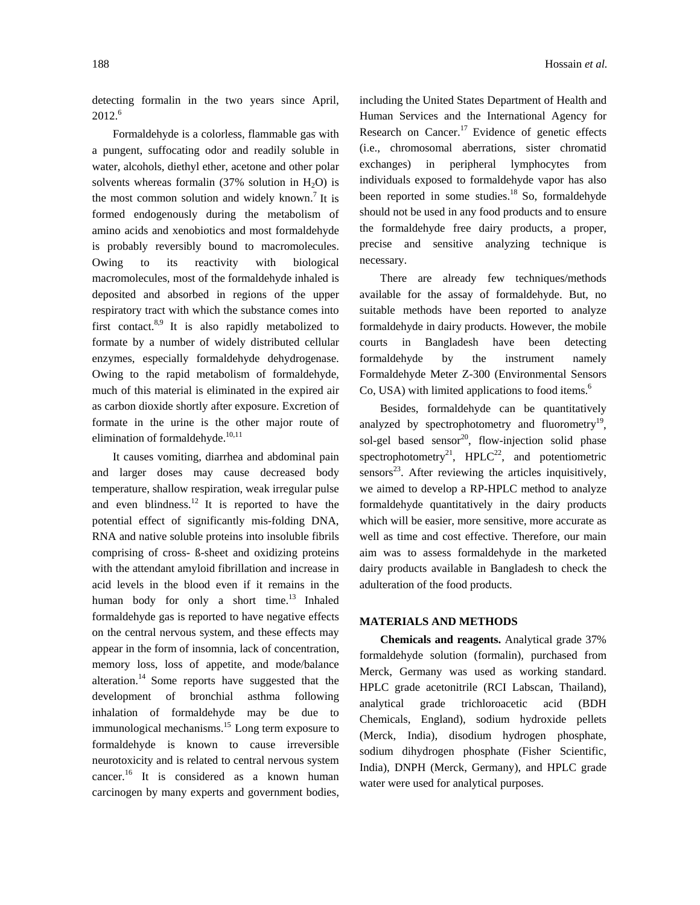detecting formalin in the two years since April, 2012.[6]

Formaldehyde is a colorless, flammable gas with a pungent, suffocating odor and readily soluble in water, alcohols, diethyl ether, acetone and other polar solvents whereas formalin (37% solution in $H_2O$) is the most common solution and widely known.[7] It is formed endogenously during the metabolism of amino acids and xenobiotics and most formaldehyde is probably reversibly bound to macromolecules. Owing to its reactivity with biological macromolecules, most of the formaldehyde inhaled is deposited and absorbed in regions of the upper respiratory tract with which the substance comes into first contact.[8,9] It is also rapidly metabolized to formate by a number of widely distributed cellular enzymes, especially formaldehyde dehydrogenase. Owing to the rapid metabolism of formaldehyde, much of this material is eliminated in the expired air as carbon dioxide shortly after exposure. Excretion of formate in the urine is the other major route of elimination of formaldehyde.[10,11]

It causes vomiting, diarrhea and abdominal pain and larger doses may cause decreased body temperature, shallow respiration, weak irregular pulse and even blindness.[12] It is reported to have the potential effect of significantly mis-folding DNA, RNA and native soluble proteins into insoluble fibrils comprising of cross- ß-sheet and oxidizing proteins with the attendant amyloid fibrillation and increase in acid levels in the blood even if it remains in the human body for only a short time.[13] Inhaled formaldehyde gas is reported to have negative effects on the central nervous system, and these effects may appear in the form of insomnia, lack of concentration, memory loss, loss of appetite, and mode/balance alteration.[14] Some reports have suggested that the development of bronchial asthma following inhalation of formaldehyde may be due to immunological mechanisms.[15] Long term exposure to formaldehyde is known to cause irreversible neurotoxicity and is related to central nervous system cancer.[16] It is considered as a known human carcinogen by many experts and government bodies, including the United States Department of Health and Human Services and the International Agency for Research on Cancer.[17] Evidence of genetic effects (i.e., chromosomal aberrations, sister chromatid exchanges) in peripheral lymphocytes from individuals exposed to formaldehyde vapor has also been reported in some studies.[18] So, formaldehyde should not be used in any food products and to ensure the formaldehyde free dairy products, a proper, precise and sensitive analyzing technique is necessary.

There are already few techniques/methods available for the assay of formaldehyde. But, no suitable methods have been reported to analyze formaldehyde in dairy products. However, the mobile courts in Bangladesh have been detecting formaldehyde by the instrument namely Formaldehyde Meter Z-300 (Environmental Sensors Co, USA) with limited applications to food items.[6]

Besides, formaldehyde can be quantitatively analyzed by spectrophotometry and fluorometry[19], sol-gel based sensor[20], flow-injection solid phase spectrophotometry[21], HPLC[22], and potentiometric sensors[23]. After reviewing the articles inquisitively, we aimed to develop a RP-HPLC method to analyze formaldehyde quantitatively in the dairy products which will be easier, more sensitive, more accurate as well as time and cost effective. Therefore, our main aim was to assess formaldehyde in the marketed dairy products available in Bangladesh to check the adulteration of the food products.

## MATERIALS AND METHODS

**Chemicals and reagents.** Analytical grade 37% formaldehyde solution (formalin), purchased from Merck, Germany was used as working standard. HPLC grade acetonitrile (RCI Labscan, Thailand), analytical grade trichloroacetic acid (BDH Chemicals, England), sodium hydroxide pellets (Merck, India), disodium hydrogen phosphate, sodium dihydrogen phosphate (Fisher Scientific, India), DNPH (Merck, Germany), and HPLC grade water were used for analytical purposes.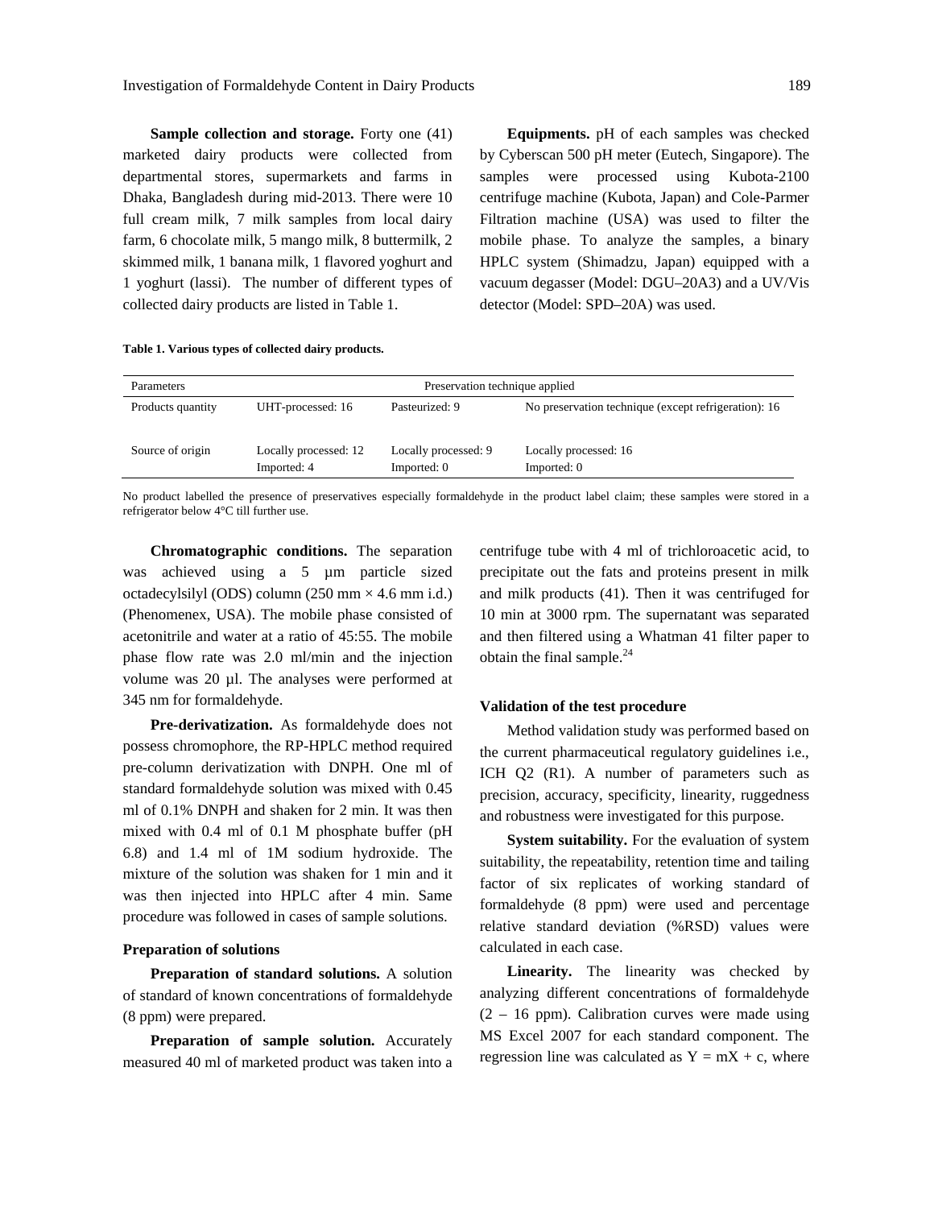**Sample collection and storage.** Forty one (41) marketed dairy products were collected from departmental stores, supermarkets and farms in Dhaka, Bangladesh during mid-2013. There were 10 full cream milk, 7 milk samples from local dairy farm, 6 chocolate milk, 5 mango milk, 8 buttermilk, 2 skimmed milk, 1 banana milk, 1 flavored yoghurt and 1 yoghurt (lassi). The number of different types of collected dairy products are listed in Table 1.

**Equipments.** pH of each samples was checked by Cyberscan 500 pH meter (Eutech, Singapore). The samples were processed using Kubota-2100 centrifuge machine (Kubota, Japan) and Cole-Parmer Filtration machine (USA) was used to filter the mobile phase. To analyze the samples, a binary HPLC system (Shimadzu, Japan) equipped with a vacuum degasser (Model: DGU–20A3) and a UV/Vis detector (Model: SPD–20A) was used.

**Table 1. Various types of collected dairy products.**

| Parameters | Preservation technique applied | | |
|---|---|---|---|
| Products quantity | UHT-processed: 16 | Pasteurized: 9 | No preservation technique (except refrigeration): 16 |
| Source of origin | Locally processed: 12<br>Imported: 4 | Locally processed: 9<br>Imported: 0 | Locally processed: 16<br>Imported: 0 |

No product labelled the presence of preservatives especially formaldehyde in the product label claim; these samples were stored in a refrigerator below 4°C till further use.

**Chromatographic conditions.** The separation was achieved using a 5 µm particle sized octadecylsilyl (ODS) column (250 mm × 4.6 mm i.d.) (Phenomenex, USA). The mobile phase consisted of acetonitrile and water at a ratio of 45:55. The mobile phase flow rate was 2.0 ml/min and the injection volume was 20 µl. The analyses were performed at 345 nm for formaldehyde.

**Pre-derivatization.** As formaldehyde does not possess chromophore, the RP-HPLC method required pre-column derivatization with DNPH. One ml of standard formaldehyde solution was mixed with 0.45 ml of 0.1% DNPH and shaken for 2 min. It was then mixed with 0.4 ml of 0.1 M phosphate buffer (pH 6.8) and 1.4 ml of 1M sodium hydroxide. The mixture of the solution was shaken for 1 min and it was then injected into HPLC after 4 min. Same procedure was followed in cases of sample solutions.

## Preparation of solutions

**Preparation of standard solutions.** A solution of standard of known concentrations of formaldehyde (8 ppm) were prepared.

**Preparation of sample solution.** Accurately measured 40 ml of marketed product was taken into a centrifuge tube with 4 ml of trichloroacetic acid, to precipitate out the fats and proteins present in milk and milk products (41). Then it was centrifuged for 10 min at 3000 rpm. The supernatant was separated and then filtered using a Whatman 41 filter paper to obtain the final sample.[24]

## Validation of the test procedure

Method validation study was performed based on the current pharmaceutical regulatory guidelines i.e., ICH Q2 (R1). A number of parameters such as precision, accuracy, specificity, linearity, ruggedness and robustness were investigated for this purpose.

**System suitability.** For the evaluation of system suitability, the repeatability, retention time and tailing factor of six replicates of working standard of formaldehyde (8 ppm) were used and percentage relative standard deviation (%RSD) values were calculated in each case.

**Linearity.** The linearity was checked by analyzing different concentrations of formaldehyde (2 – 16 ppm). Calibration curves were made using MS Excel 2007 for each standard component. The regression line was calculated as $Y = mX + c$, where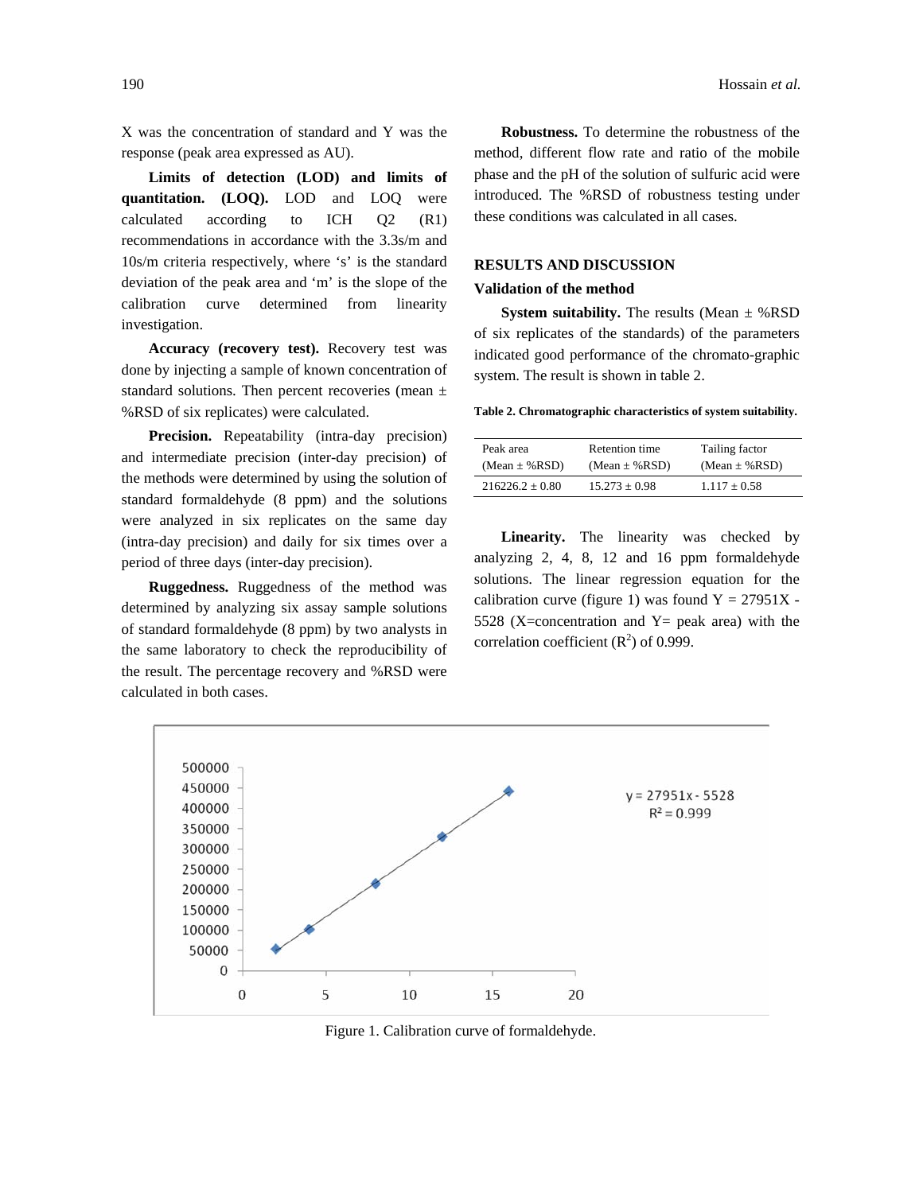X was the concentration of standard and Y was the response (peak area expressed as AU).

**Limits of detection (LOD) and limits of quantitation. (LOQ).** LOD and LOQ were calculated according to ICH Q2 (R1) recommendations in accordance with the 3.3s/m and 10s/m criteria respectively, where 's' is the standard deviation of the peak area and 'm' is the slope of the calibration curve determined from linearity investigation.

**Accuracy (recovery test).** Recovery test was done by injecting a sample of known concentration of standard solutions. Then percent recoveries (mean ± %RSD of six replicates) were calculated.

**Precision.** Repeatability (intra-day precision) and intermediate precision (inter-day precision) of the methods were determined by using the solution of standard formaldehyde (8 ppm) and the solutions were analyzed in six replicates on the same day (intra-day precision) and daily for six times over a period of three days (inter-day precision).

**Ruggedness.** Ruggedness of the method was determined by analyzing six assay sample solutions of standard formaldehyde (8 ppm) by two analysts in the same laboratory to check the reproducibility of the result. The percentage recovery and %RSD were calculated in both cases.

**Robustness.** To determine the robustness of the method, different flow rate and ratio of the mobile phase and the pH of the solution of sulfuric acid were introduced. The %RSD of robustness testing under these conditions was calculated in all cases.

## RESULTS AND DISCUSSION

### Validation of the method

**System suitability.** The results (Mean ± %RSD of six replicates of the standards) of the parameters indicated good performance of the chromato-graphic system. The result is shown in table 2.

**Table 2. Chromatographic characteristics of system suitability.**

| Peak area (Mean ± %RSD) | Retention time (Mean ± %RSD) | Tailing factor (Mean ± %RSD) |
|---|---|---|
| 216226.2 ± 0.80 | 15.273 ± 0.98 | 1.117 ± 0.58 |

**Linearity.** The linearity was checked by analyzing 2, 4, 8, 12 and 16 ppm formaldehyde solutions. The linear regression equation for the calibration curve (figure 1) was found Y = 27951X - 5528 (X=concentration and Y= peak area) with the correlation coefficient ($R^2$) of 0.999.

Figure 1. Calibration curve of formaldehyde.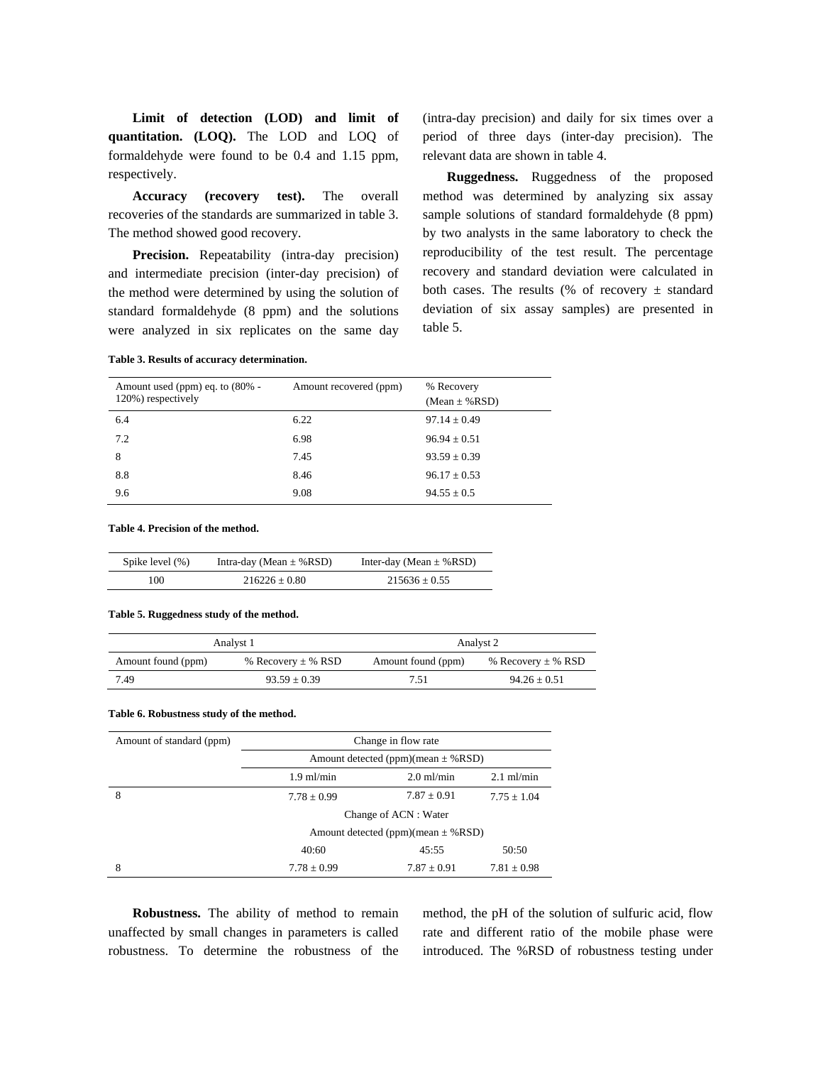**Limit of detection (LOD) and limit of quantitation. (LOQ).** The LOD and LOQ of formaldehyde were found to be 0.4 and 1.15 ppm, respectively.

**Accuracy (recovery test).** The overall recoveries of the standards are summarized in table 3. The method showed good recovery.

**Precision.** Repeatability (intra-day precision) and intermediate precision (inter-day precision) of the method were determined by using the solution of standard formaldehyde (8 ppm) and the solutions were analyzed in six replicates on the same day (intra-day precision) and daily for six times over a period of three days (inter-day precision). The relevant data are shown in table 4.

**Ruggedness.** Ruggedness of the proposed method was determined by analyzing six assay sample solutions of standard formaldehyde (8 ppm) by two analysts in the same laboratory to check the reproducibility of the test result. The percentage recovery and standard deviation were calculated in both cases. The results (% of recovery ± standard deviation of six assay samples) are presented in table 5.

**Table 3. Results of accuracy determination.**

| Amount used (ppm) eq. to (80% - 120%) respectively | Amount recovered (ppm) | % Recovery (Mean ± %RSD) |
|---|---|---|
| 6.4 | 6.22 | 97.14 ± 0.49 |
| 7.2 | 6.98 | 96.94 ± 0.51 |
| 8 | 7.45 | 93.59 ± 0.39 |
| 8.8 | 8.46 | 96.17 ± 0.53 |
| 9.6 | 9.08 | 94.55 ± 0.5 |

**Table 4. Precision of the method.**

| Spike level (%) | Intra-day (Mean ± %RSD) | Inter-day (Mean ± %RSD) |
|---|---|---|
| 100 | 216226 ± 0.80 | 215636 ± 0.55 |

**Table 5. Ruggedness study of the method.**

| Analyst 1 | | Analyst 2 | |
|---|---|---|---|
| Amount found (ppm) | % Recovery ± % RSD | Amount found (ppm) | % Recovery ± % RSD |
| 7.49 | 93.59 ± 0.39 | 7.51 | 94.26 ± 0.51 |

**Table 6. Robustness study of the method.**

| Amount of standard (ppm) | Change in flow rate | | |
|---|---|---|---|
| | Amount detected (ppm)(mean ± %RSD) | | |
| | 1.9 ml/min | 2.0 ml/min | 2.1 ml/min |
| 8 | 7.78 ± 0.99 | 7.87 ± 0.91 | 7.75 ± 1.04 |
| | Change of ACN : Water | | |
| | Amount detected (ppm)(mean ± %RSD) | | |
| | 40:60 | 45:55 | 50:50 |
| 8 | 7.78 ± 0.99 | 7.87 ± 0.91 | 7.81 ± 0.98 |

**Robustness.** The ability of method to remain unaffected by small changes in parameters is called robustness. To determine the robustness of the method, the pH of the solution of sulfuric acid, flow rate and different ratio of the mobile phase were introduced. The %RSD of robustness testing under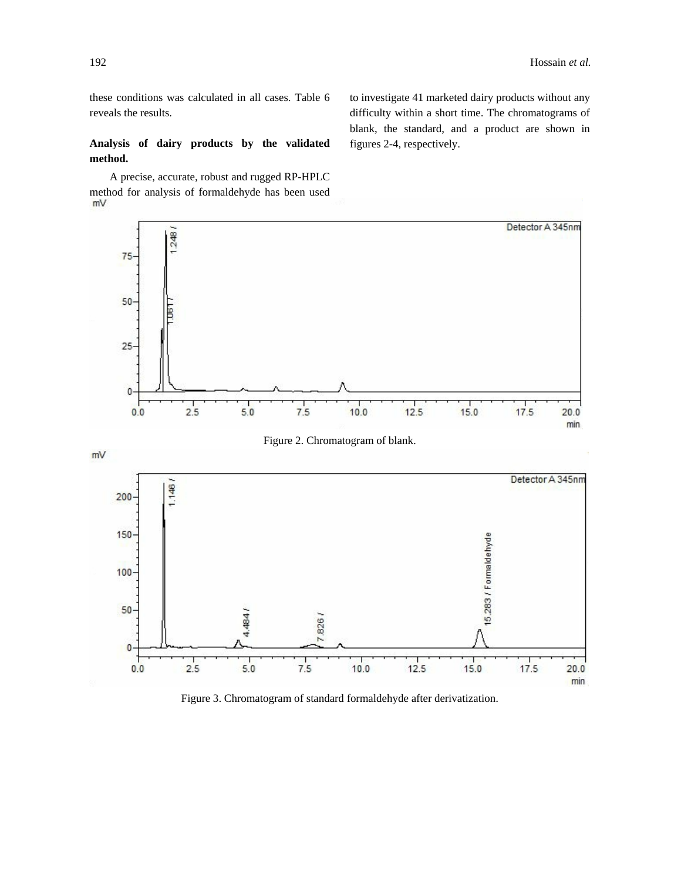these conditions was calculated in all cases. Table 6 reveals the results.

**Analysis of dairy products by the validated method.**

A precise, accurate, robust and rugged RP-HPLC method for analysis of formaldehyde has been used to investigate 41 marketed dairy products without any difficulty within a short time. The chromatograms of blank, the standard, and a product are shown in figures 2-4, respectively.

Figure 2. Chromatogram of blank.

Figure 3. Chromatogram of standard formaldehyde after derivatization.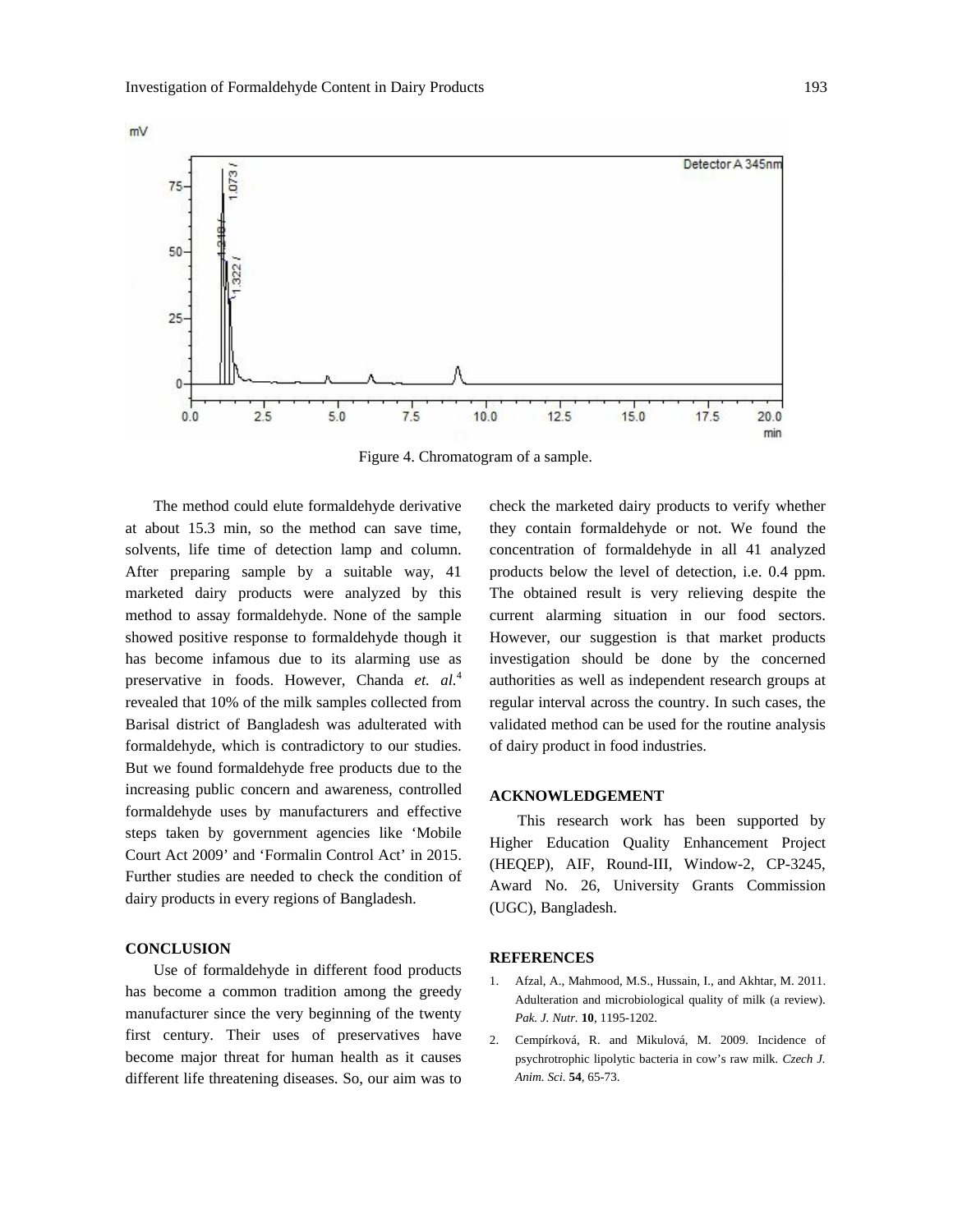Figure 4. Chromatogram of a sample.

The method could elute formaldehyde derivative at about 15.3 min, so the method can save time, solvents, life time of detection lamp and column. After preparing sample by a suitable way, 41 marketed dairy products were analyzed by this method to assay formaldehyde. None of the sample showed positive response to formaldehyde though it has become infamous due to its alarming use as preservative in foods. However, Chanda *et. al.*[4] revealed that 10% of the milk samples collected from Barisal district of Bangladesh was adulterated with formaldehyde, which is contradictory to our studies. But we found formaldehyde free products due to the increasing public concern and awareness, controlled formaldehyde uses by manufacturers and effective steps taken by government agencies like 'Mobile Court Act 2009' and 'Formalin Control Act' in 2015. Further studies are needed to check the condition of dairy products in every regions of Bangladesh.

## CONCLUSION

Use of formaldehyde in different food products has become a common tradition among the greedy manufacturer since the very beginning of the twenty first century. Their uses of preservatives have become major threat for human health as it causes different life threatening diseases. So, our aim was to check the marketed dairy products to verify whether they contain formaldehyde or not. We found the concentration of formaldehyde in all 41 analyzed products below the level of detection, i.e. 0.4 ppm. The obtained result is very relieving despite the current alarming situation in our food sectors. However, our suggestion is that market products investigation should be done by the concerned authorities as well as independent research groups at regular interval across the country. In such cases, the validated method can be used for the routine analysis of dairy product in food industries.

## ACKNOWLEDGEMENT

This research work has been supported by Higher Education Quality Enhancement Project (HEQEP), AIF, Round-III, Window-2, CP-3245, Award No. 26, University Grants Commission (UGC), Bangladesh.

## REFERENCES

1. Afzal, A., Mahmood, M.S., Hussain, I., and Akhtar, M. 2011. Adulteration and microbiological quality of milk (a review). *Pak. J. Nutr.* **10**, 1195-1202.
2. Cempírková, R. and Mikulová, M. 2009. Incidence of psychrotrophic lipolytic bacteria in cow's raw milk. *Czech J. Anim. Sci.* **54**, 65-73.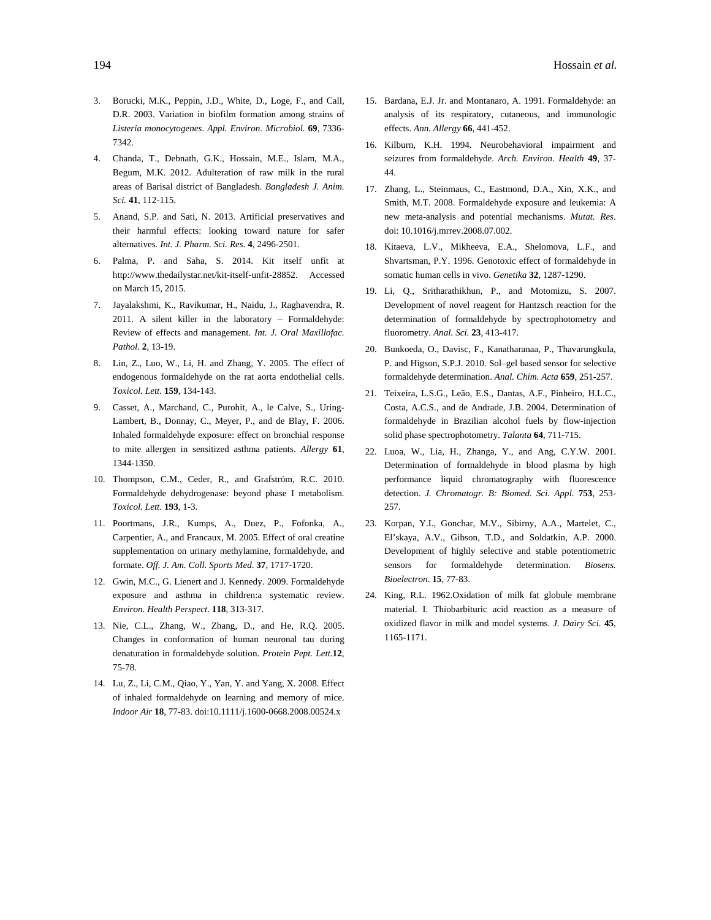3. Borucki, M.K., Peppin, J.D., White, D., Loge, F., and Call, D.R. 2003. Variation in biofilm formation among strains of *Listeria monocytogenes*. *Appl. Environ. Microbiol.* **69**, 7336-7342.

4. Chanda, T., Debnath, G.K., Hossain, M.E., Islam, M.A., Begum, M.K. 2012. Adulteration of raw milk in the rural areas of Barisal district of Bangladesh. *Bangladesh J. Anim. Sci.* **41**, 112-115.

5. Anand, S.P. and Sati, N. 2013. Artificial preservatives and their harmful effects: looking toward nature for safer alternatives. *Int. J. Pharm. Sci. Res.* **4**, 2496-2501.

6. Palma, P. and Saha, S. 2014. Kit itself unfit at http://www.thedailystar.net/kit-itself-unfit-28852. Accessed on March 15, 2015.

7. Jayalakshmi, K., Ravikumar, H., Naidu, J., Raghavendra, R. 2011. A silent killer in the laboratory – Formaldehyde: Review of effects and management. *Int. J. Oral Maxillofac. Pathol.* **2**, 13-19.

8. Lin, Z., Luo, W., Li, H. and Zhang, Y. 2005. The effect of endogenous formaldehyde on the rat aorta endothelial cells. *Toxicol. Lett*. **159**, 134-143.

9. Casset, A., Marchand, C., Purohit, A., le Calve, S., Uring-Lambert, B., Donnay, C., Meyer, P., and de Blay, F. 2006. Inhaled formaldehyde exposure: effect on bronchial response to mite allergen in sensitized asthma patients. *Allergy* **61**, 1344-1350.

10. Thompson, C.M., Ceder, R., and Grafström, R.C. 2010. Formaldehyde dehydrogenase: beyond phase I metabolism. *Toxicol. Lett*. **193**, 1-3.

11. Poortmans, J.R., Kumps, A., Duez, P., Fofonka, A., Carpentier, A., and Francaux, M. 2005. Effect of oral creatine supplementation on urinary methylamine, formaldehyde, and formate. *Off. J. Am. Coll. Sports Med.* **37**, 1717-1720.

12. Gwin, M.C., G. Lienert and J. Kennedy. 2009. Formaldehyde exposure and asthma in children:a systematic review. *Environ. Health Perspect*. **118**, 313-317.

13. Nie, C.L., Zhang, W., Zhang, D., and He, R.Q. 2005. Changes in conformation of human neuronal tau during denaturation in formaldehyde solution. *Protein Pept. Lett.***12**, 75-78.

14. Lu, Z., Li, C.M., Qiao, Y., Yan, Y. and Yang, X. 2008. Effect of inhaled formaldehyde on learning and memory of mice. *Indoor Air* **18**, 77-83. doi:10.1111/j.1600-0668.2008.00524.x

15. Bardana, E.J. Jr. and Montanaro, A. 1991. Formaldehyde: an analysis of its respiratory, cutaneous, and immunologic effects. *Ann. Allergy* **66**, 441-452.

16. Kilburn, K.H. 1994. Neurobehavioral impairment and seizures from formaldehyde. *Arch. Environ. Health* **49**, 37-44.

17. Zhang, L., Steinmaus, C., Eastmond, D.A., Xin, X.K., and Smith, M.T. 2008. Formaldehyde exposure and leukemia: A new meta-analysis and potential mechanisms. *Mutat. Res*. doi: 10.1016/j.mrrev.2008.07.002.

18. Kitaeva, L.V., Mikheeva, E.A., Shelomova, L.F., and Shvartsman, P.Y. 1996. Genotoxic effect of formaldehyde in somatic human cells in vivo. *Genetika* **32**, 1287-1290.

19. Li, Q., Sritharathikhun, P., and Motomizu, S. 2007. Development of novel reagent for Hantzsch reaction for the determination of formaldehyde by spectrophotometry and fluorometry. *Anal. Sci.* **23**, 413-417.

20. Bunkoeda, O., Davisc, F., Kanatharanaa, P., Thavarungkula, P. and Higson, S.P.J. 2010. Sol–gel based sensor for selective formaldehyde determination. *Anal. Chim. Acta* **659**, 251-257.

21. Teixeira, L.S.G., Leão, E.S., Dantas, A.F., Pinheiro, H.L.C., Costa, A.C.S., and de Andrade, J.B. 2004. Determination of formaldehyde in Brazilian alcohol fuels by flow-injection solid phase spectrophotometry. *Talanta* **64**, 711-715.

22. Luoa, W., Lia, H., Zhanga, Y., and Ang, C.Y.W. 2001. Determination of formaldehyde in blood plasma by high performance liquid chromatography with fluorescence detection. *J. Chromatogr. B: Biomed. Sci. Appl.* **753**, 253-257.

23. Korpan, Y.I., Gonchar, M.V., Sibirny, A.A., Martelet, C., El'skaya, A.V., Gibson, T.D., and Soldatkin, A.P. 2000. Development of highly selective and stable potentiometric sensors for formaldehyde determination. *Biosens. Bioelectron*. **15**, 77-83.

24. King, R.L. 1962.Oxidation of milk fat globule membrane material. I. Thiobarbituric acid reaction as a measure of oxidized flavor in milk and model systems. *J. Dairy Sci.* **45**, 1165-1171.